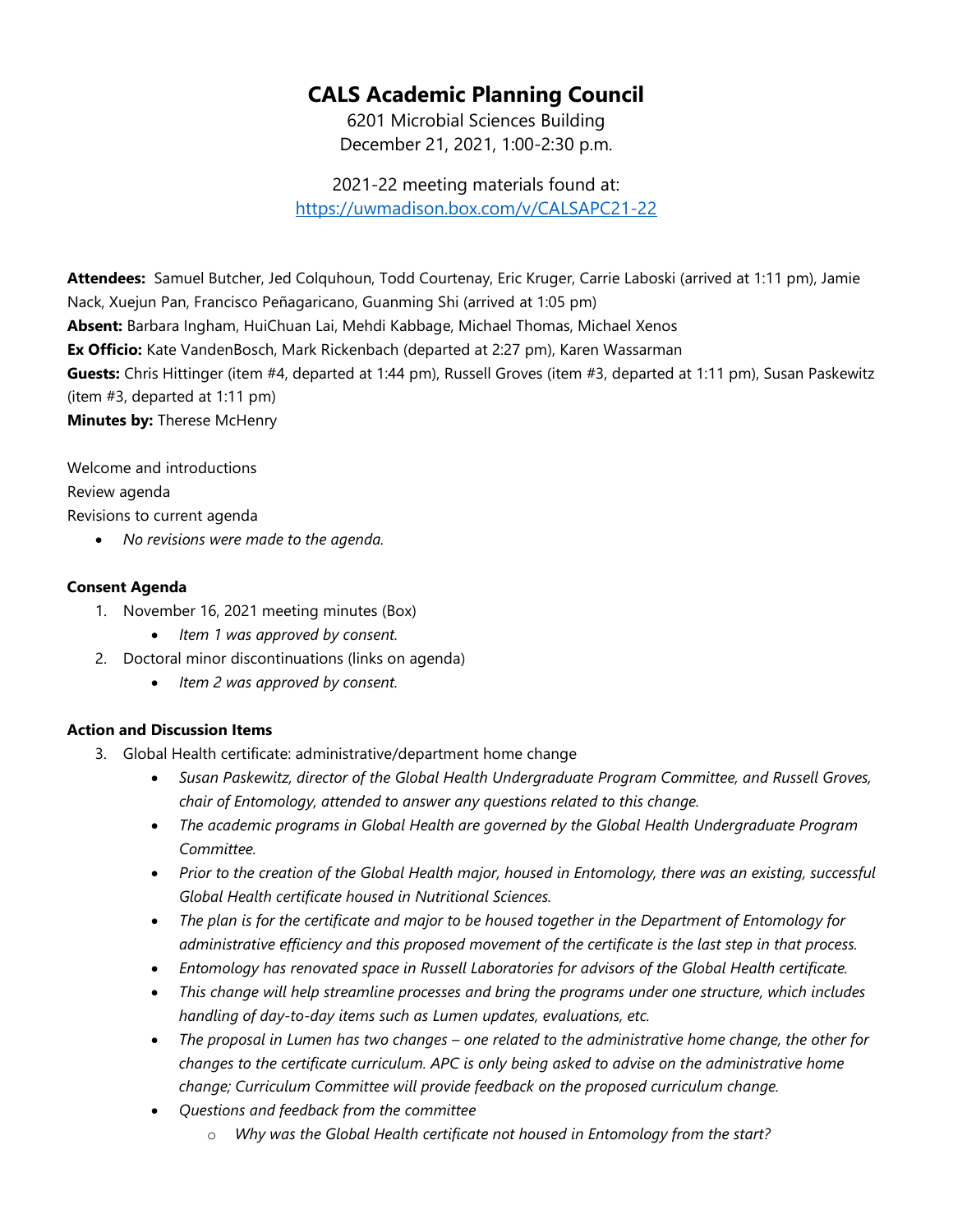# CALS Academic Planning Council

6201 Microbial Sciences Building
December 21, 2021, 1:00-2:30 p.m.

2021-22 meeting materials found at:
https://uwmadison.box.com/v/CALSAPC21-22

**Attendees:** Samuel Butcher, Jed Colquhoun, Todd Courtenay, Eric Kruger, Carrie Laboski (arrived at 1:11 pm), Jamie Nack, Xuejun Pan, Francisco Peñagaricano, Guanming Shi (arrived at 1:05 pm)
**Absent:** Barbara Ingham, HuiChuan Lai, Mehdi Kabbage, Michael Thomas, Michael Xenos
**Ex Officio:** Kate VandenBosch, Mark Rickenbach (departed at 2:27 pm), Karen Wassarman
**Guests:** Chris Hittinger (item #4, departed at 1:44 pm), Russell Groves (item #3, departed at 1:11 pm), Susan Paskewitz (item #3, departed at 1:11 pm)
**Minutes by:** Therese McHenry

Welcome and introductions
Review agenda
Revisions to current agenda

- *No revisions were made to the agenda.*

**Consent Agenda**

1. November 16, 2021 meeting minutes (Box)
   - *Item 1 was approved by consent.*
2. Doctoral minor discontinuations (links on agenda)
   - *Item 2 was approved by consent.*

**Action and Discussion Items**

3. Global Health certificate: administrative/department home change
   - *Susan Paskewitz, director of the Global Health Undergraduate Program Committee, and Russell Groves, chair of Entomology, attended to answer any questions related to this change.*
   - *The academic programs in Global Health are governed by the Global Health Undergraduate Program Committee.*
   - *Prior to the creation of the Global Health major, housed in Entomology, there was an existing, successful Global Health certificate housed in Nutritional Sciences.*
   - *The plan is for the certificate and major to be housed together in the Department of Entomology for administrative efficiency and this proposed movement of the certificate is the last step in that process.*
   - *Entomology has renovated space in Russell Laboratories for advisors of the Global Health certificate.*
   - *This change will help streamline processes and bring the programs under one structure, which includes handling of day-to-day items such as Lumen updates, evaluations, etc.*
   - *The proposal in Lumen has two changes – one related to the administrative home change, the other for changes to the certificate curriculum. APC is only being asked to advise on the administrative home change; Curriculum Committee will provide feedback on the proposed curriculum change.*
   - *Questions and feedback from the committee*
     - *Why was the Global Health certificate not housed in Entomology from the start?*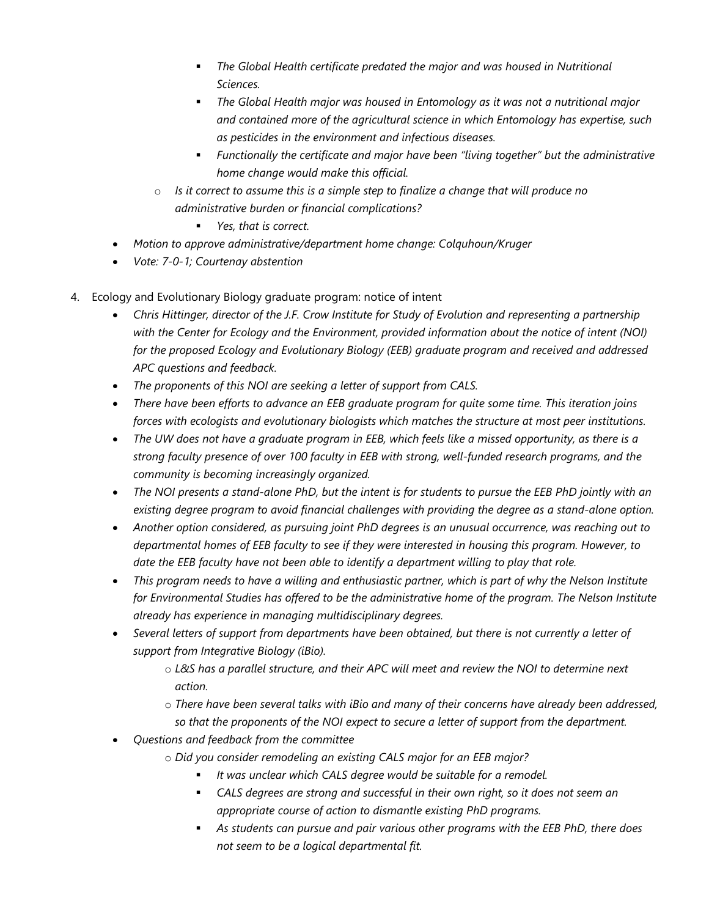- *The Global Health certificate predated the major and was housed in Nutritional Sciences.*
        - *The Global Health major was housed in Entomology as it was not a nutritional major and contained more of the agricultural science in which Entomology has expertise, such as pesticides in the environment and infectious diseases.*
        - *Functionally the certificate and major have been "living together" but the administrative home change would make this official.*
    - *Is it correct to assume this is a simple step to finalize a change that will produce no administrative burden or financial complications?*
        - *Yes, that is correct.*
- *Motion to approve administrative/department home change: Colquhoun/Kruger*
- *Vote: 7-0-1; Courtenay abstention*

4. Ecology and Evolutionary Biology graduate program: notice of intent
    - *Chris Hittinger, director of the J.F. Crow Institute for Study of Evolution and representing a partnership with the Center for Ecology and the Environment, provided information about the notice of intent (NOI) for the proposed Ecology and Evolutionary Biology (EEB) graduate program and received and addressed APC questions and feedback.*
    - *The proponents of this NOI are seeking a letter of support from CALS.*
    - *There have been efforts to advance an EEB graduate program for quite some time. This iteration joins forces with ecologists and evolutionary biologists which matches the structure at most peer institutions.*
    - *The UW does not have a graduate program in EEB, which feels like a missed opportunity, as there is a strong faculty presence of over 100 faculty in EEB with strong, well-funded research programs, and the community is becoming increasingly organized.*
    - *The NOI presents a stand-alone PhD, but the intent is for students to pursue the EEB PhD jointly with an existing degree program to avoid financial challenges with providing the degree as a stand-alone option.*
    - *Another option considered, as pursuing joint PhD degrees is an unusual occurrence, was reaching out to departmental homes of EEB faculty to see if they were interested in housing this program. However, to date the EEB faculty have not been able to identify a department willing to play that role.*
    - *This program needs to have a willing and enthusiastic partner, which is part of why the Nelson Institute for Environmental Studies has offered to be the administrative home of the program. The Nelson Institute already has experience in managing multidisciplinary degrees.*
    - *Several letters of support from departments have been obtained, but there is not currently a letter of support from Integrative Biology (iBio).*
        - *L&S has a parallel structure, and their APC will meet and review the NOI to determine next action.*
        - *There have been several talks with iBio and many of their concerns have already been addressed, so that the proponents of the NOI expect to secure a letter of support from the department.*
    - *Questions and feedback from the committee*
        - *Did you consider remodeling an existing CALS major for an EEB major?*
            - *It was unclear which CALS degree would be suitable for a remodel.*
            - *CALS degrees are strong and successful in their own right, so it does not seem an appropriate course of action to dismantle existing PhD programs.*
            - *As students can pursue and pair various other programs with the EEB PhD, there does not seem to be a logical departmental fit.*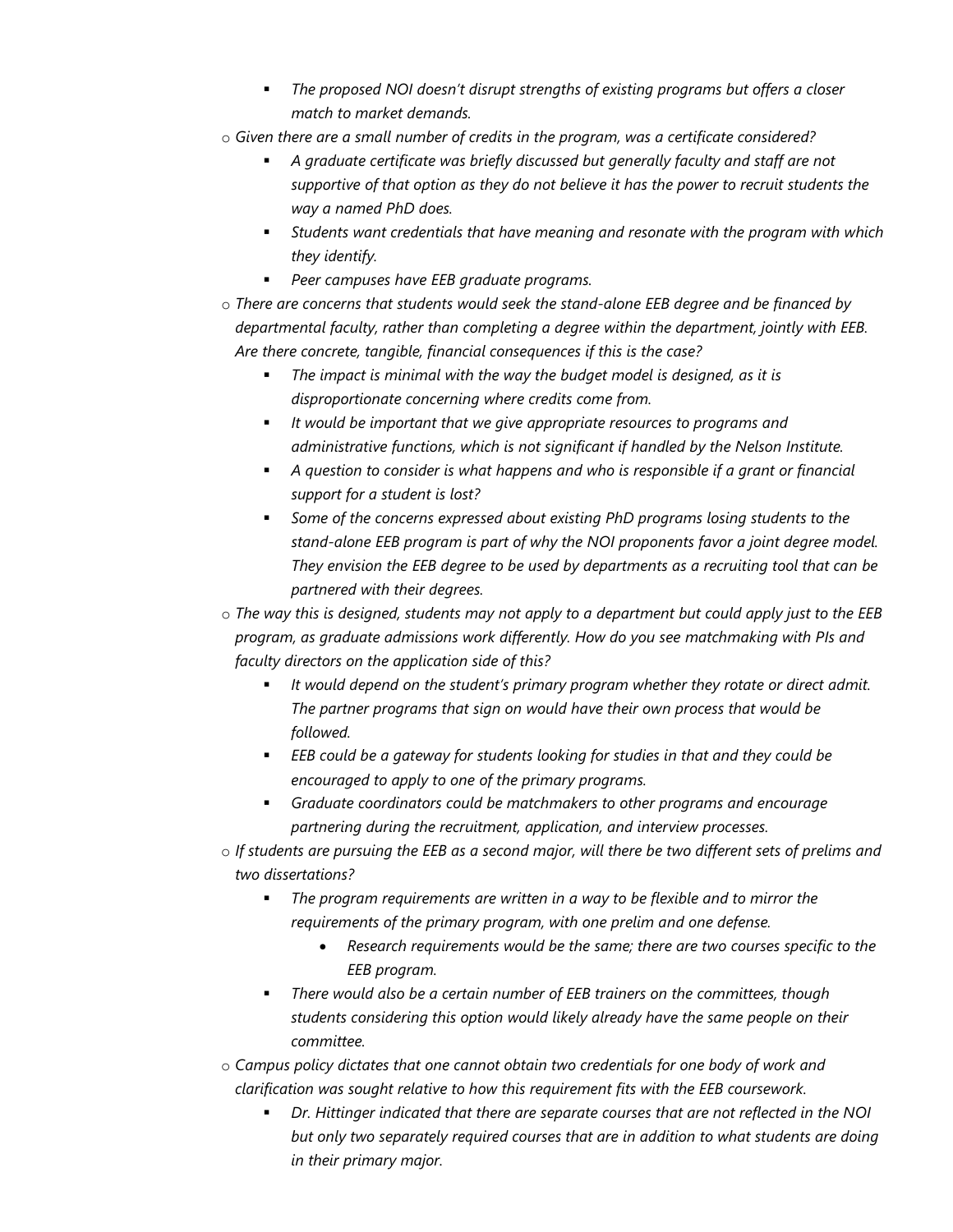- *The proposed NOI doesn't disrupt strengths of existing programs but offers a closer match to market demands.*
- *Given there are a small number of credits in the program, was a certificate considered?*
    - *A graduate certificate was briefly discussed but generally faculty and staff are not supportive of that option as they do not believe it has the power to recruit students the way a named PhD does.*
    - *Students want credentials that have meaning and resonate with the program with which they identify.*
    - *Peer campuses have EEB graduate programs.*
- *There are concerns that students would seek the stand-alone EEB degree and be financed by departmental faculty, rather than completing a degree within the department, jointly with EEB. Are there concrete, tangible, financial consequences if this is the case?*
    - *The impact is minimal with the way the budget model is designed, as it is disproportionate concerning where credits come from.*
    - *It would be important that we give appropriate resources to programs and administrative functions, which is not significant if handled by the Nelson Institute.*
    - *A question to consider is what happens and who is responsible if a grant or financial support for a student is lost?*
    - *Some of the concerns expressed about existing PhD programs losing students to the stand-alone EEB program is part of why the NOI proponents favor a joint degree model. They envision the EEB degree to be used by departments as a recruiting tool that can be partnered with their degrees.*
- *The way this is designed, students may not apply to a department but could apply just to the EEB program, as graduate admissions work differently. How do you see matchmaking with PIs and faculty directors on the application side of this?*
    - *It would depend on the student's primary program whether they rotate or direct admit. The partner programs that sign on would have their own process that would be followed.*
    - *EEB could be a gateway for students looking for studies in that and they could be encouraged to apply to one of the primary programs.*
    - *Graduate coordinators could be matchmakers to other programs and encourage partnering during the recruitment, application, and interview processes.*
- *If students are pursuing the EEB as a second major, will there be two different sets of prelims and two dissertations?*
    - *The program requirements are written in a way to be flexible and to mirror the requirements of the primary program, with one prelim and one defense.*
        - *Research requirements would be the same; there are two courses specific to the EEB program.*
    - *There would also be a certain number of EEB trainers on the committees, though students considering this option would likely already have the same people on their committee.*
- *Campus policy dictates that one cannot obtain two credentials for one body of work and clarification was sought relative to how this requirement fits with the EEB coursework.*
    - *Dr. Hittinger indicated that there are separate courses that are not reflected in the NOI but only two separately required courses that are in addition to what students are doing in their primary major.*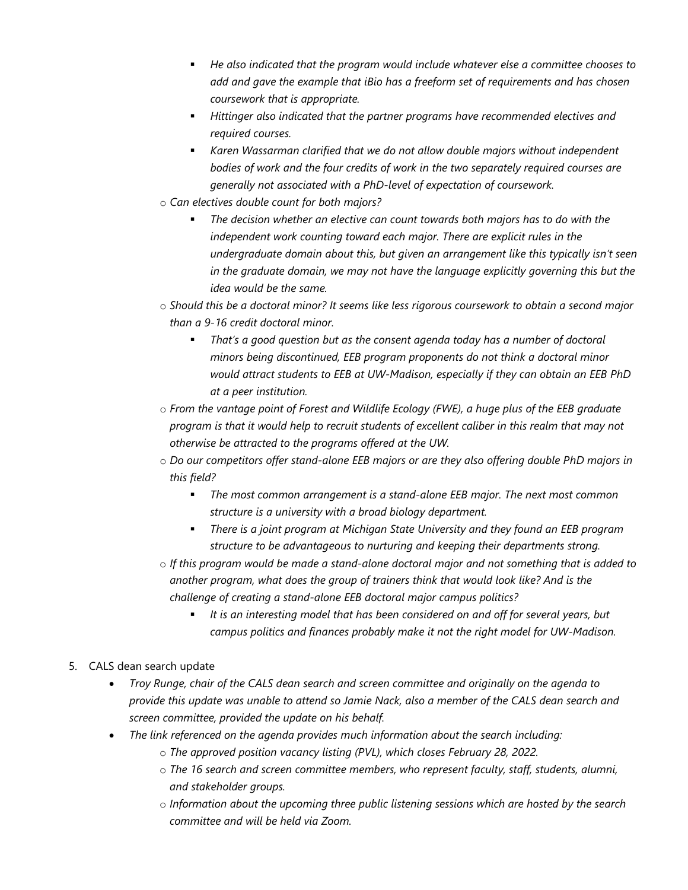- *He also indicated that the program would include whatever else a committee chooses to add and gave the example that iBio has a freeform set of requirements and has chosen coursework that is appropriate.*
        - *Hittinger also indicated that the partner programs have recommended electives and required courses.*
        - *Karen Wassarman clarified that we do not allow double majors without independent bodies of work and the four credits of work in the two separately required courses are generally not associated with a PhD-level of expectation of coursework.*
    - *Can electives double count for both majors?*
        - *The decision whether an elective can count towards both majors has to do with the independent work counting toward each major. There are explicit rules in the undergraduate domain about this, but given an arrangement like this typically isn't seen in the graduate domain, we may not have the language explicitly governing this but the idea would be the same.*
    - *Should this be a doctoral minor? It seems like less rigorous coursework to obtain a second major than a 9-16 credit doctoral minor.*
        - *That's a good question but as the consent agenda today has a number of doctoral minors being discontinued, EEB program proponents do not think a doctoral minor would attract students to EEB at UW-Madison, especially if they can obtain an EEB PhD at a peer institution.*
    - *From the vantage point of Forest and Wildlife Ecology (FWE), a huge plus of the EEB graduate program is that it would help to recruit students of excellent caliber in this realm that may not otherwise be attracted to the programs offered at the UW.*
    - *Do our competitors offer stand-alone EEB majors or are they also offering double PhD majors in this field?*
        - *The most common arrangement is a stand-alone EEB major. The next most common structure is a university with a broad biology department.*
        - *There is a joint program at Michigan State University and they found an EEB program structure to be advantageous to nurturing and keeping their departments strong.*
    - *If this program would be made a stand-alone doctoral major and not something that is added to another program, what does the group of trainers think that would look like? And is the challenge of creating a stand-alone EEB doctoral major campus politics?*
        - *It is an interesting model that has been considered on and off for several years, but campus politics and finances probably make it not the right model for UW-Madison.*

5. CALS dean search update
    - *Troy Runge, chair of the CALS dean search and screen committee and originally on the agenda to provide this update was unable to attend so Jamie Nack, also a member of the CALS dean search and screen committee, provided the update on his behalf.*
    - *The link referenced on the agenda provides much information about the search including:*
        - *The approved position vacancy listing (PVL), which closes February 28, 2022.*
        - *The 16 search and screen committee members, who represent faculty, staff, students, alumni, and stakeholder groups.*
        - *Information about the upcoming three public listening sessions which are hosted by the search committee and will be held via Zoom.*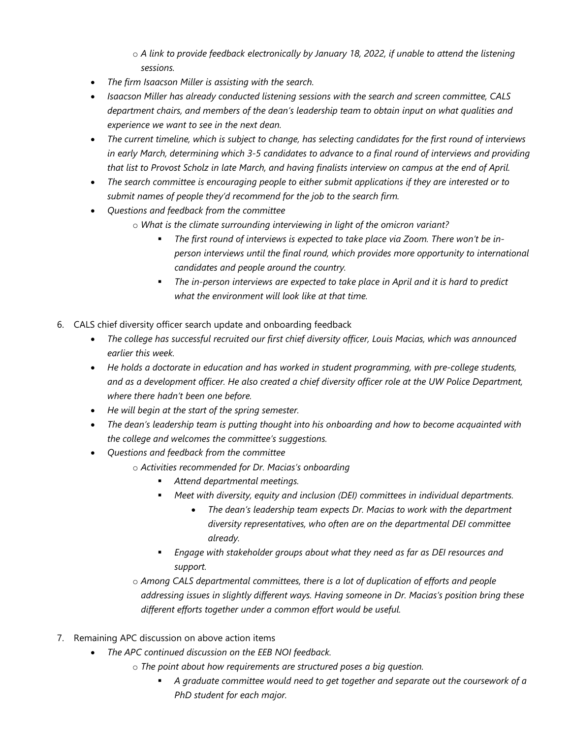- *A link to provide feedback electronically by January 18, 2022, if unable to attend the listening sessions.*
- *The firm Isaacson Miller is assisting with the search.*
- *Isaacson Miller has already conducted listening sessions with the search and screen committee, CALS department chairs, and members of the dean's leadership team to obtain input on what qualities and experience we want to see in the next dean.*
- *The current timeline, which is subject to change, has selecting candidates for the first round of interviews in early March, determining which 3-5 candidates to advance to a final round of interviews and providing that list to Provost Scholz in late March, and having finalists interview on campus at the end of April.*
- *The search committee is encouraging people to either submit applications if they are interested or to submit names of people they'd recommend for the job to the search firm.*
- *Questions and feedback from the committee*
    - *What is the climate surrounding interviewing in light of the omicron variant?*
        - *The first round of interviews is expected to take place via Zoom. There won't be in-person interviews until the final round, which provides more opportunity to international candidates and people around the country.*
        - *The in-person interviews are expected to take place in April and it is hard to predict what the environment will look like at that time.*

6. CALS chief diversity officer search update and onboarding feedback
    - *The college has successful recruited our first chief diversity officer, Louis Macias, which was announced earlier this week.*
    - *He holds a doctorate in education and has worked in student programming, with pre-college students, and as a development officer. He also created a chief diversity officer role at the UW Police Department, where there hadn't been one before.*
    - *He will begin at the start of the spring semester.*
    - *The dean's leadership team is putting thought into his onboarding and how to become acquainted with the college and welcomes the committee's suggestions.*
    - *Questions and feedback from the committee*
        - *Activities recommended for Dr. Macias's onboarding*
            - *Attend departmental meetings.*
            - *Meet with diversity, equity and inclusion (DEI) committees in individual departments.*
                - *The dean's leadership team expects Dr. Macias to work with the department diversity representatives, who often are on the departmental DEI committee already.*
            - *Engage with stakeholder groups about what they need as far as DEI resources and support.*
        - *Among CALS departmental committees, there is a lot of duplication of efforts and people addressing issues in slightly different ways. Having someone in Dr. Macias's position bring these different efforts together under a common effort would be useful.*

7. Remaining APC discussion on above action items
    - *The APC continued discussion on the EEB NOI feedback.*
        - *The point about how requirements are structured poses a big question.*
            - *A graduate committee would need to get together and separate out the coursework of a PhD student for each major.*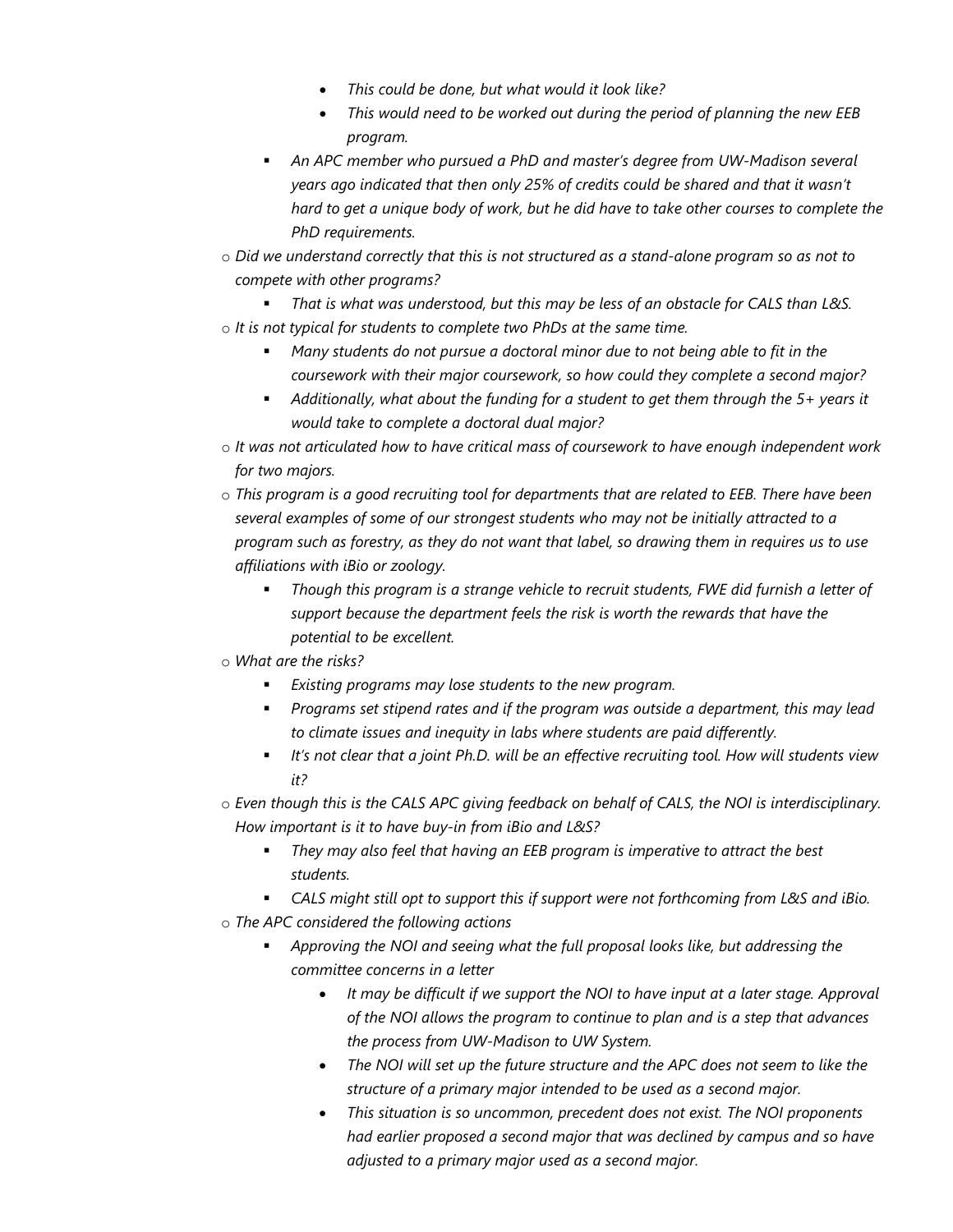- *This could be done, but what would it look like?*
            - *This would need to be worked out during the period of planning the new EEB program.*
        - *An APC member who pursued a PhD and master's degree from UW-Madison several years ago indicated that then only 25% of credits could be shared and that it wasn't hard to get a unique body of work, but he did have to take other courses to complete the PhD requirements.*
    - *Did we understand correctly that this is not structured as a stand-alone program so as not to compete with other programs?*
        - *That is what was understood, but this may be less of an obstacle for CALS than L&S.*
    - *It is not typical for students to complete two PhDs at the same time.*
        - *Many students do not pursue a doctoral minor due to not being able to fit in the coursework with their major coursework, so how could they complete a second major?*
        - *Additionally, what about the funding for a student to get them through the 5+ years it would take to complete a doctoral dual major?*
    - *It was not articulated how to have critical mass of coursework to have enough independent work for two majors.*
    - *This program is a good recruiting tool for departments that are related to EEB. There have been several examples of some of our strongest students who may not be initially attracted to a program such as forestry, as they do not want that label, so drawing them in requires us to use affiliations with iBio or zoology.*
        - *Though this program is a strange vehicle to recruit students, FWE did furnish a letter of support because the department feels the risk is worth the rewards that have the potential to be excellent.*
    - *What are the risks?*
        - *Existing programs may lose students to the new program.*
        - *Programs set stipend rates and if the program was outside a department, this may lead to climate issues and inequity in labs where students are paid differently.*
        - *It's not clear that a joint Ph.D. will be an effective recruiting tool. How will students view it?*
    - *Even though this is the CALS APC giving feedback on behalf of CALS, the NOI is interdisciplinary. How important is it to have buy-in from iBio and L&S?*
        - *They may also feel that having an EEB program is imperative to attract the best students.*
        - *CALS might still opt to support this if support were not forthcoming from L&S and iBio.*
    - *The APC considered the following actions*
        - *Approving the NOI and seeing what the full proposal looks like, but addressing the committee concerns in a letter*
            - *It may be difficult if we support the NOI to have input at a later stage. Approval of the NOI allows the program to continue to plan and is a step that advances the process from UW-Madison to UW System.*
            - *The NOI will set up the future structure and the APC does not seem to like the structure of a primary major intended to be used as a second major.*
            - *This situation is so uncommon, precedent does not exist. The NOI proponents had earlier proposed a second major that was declined by campus and so have adjusted to a primary major used as a second major.*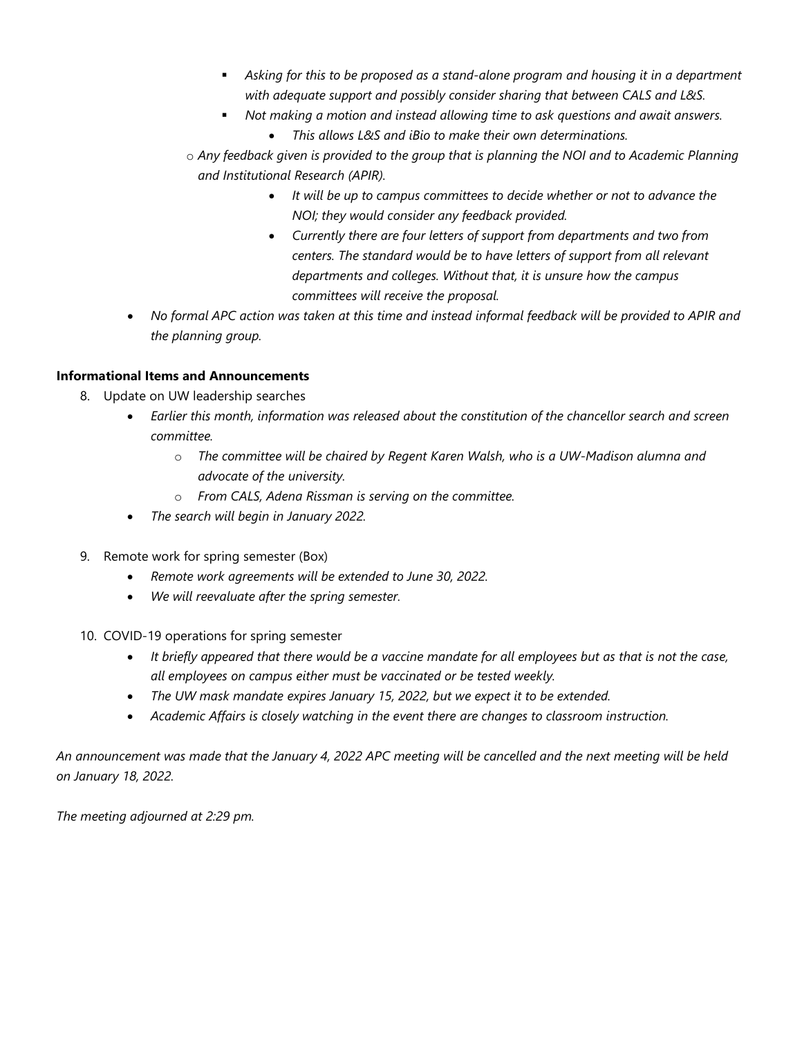- *Asking for this to be proposed as a stand-alone program and housing it in a department with adequate support and possibly consider sharing that between CALS and L&S.*
        - *Not making a motion and instead allowing time to ask questions and await answers.*
            - *This allows L&S and iBio to make their own determinations.*
    - *Any feedback given is provided to the group that is planning the NOI and to Academic Planning and Institutional Research (APIR).*
        - *It will be up to campus committees to decide whether or not to advance the NOI; they would consider any feedback provided.*
        - *Currently there are four letters of support from departments and two from centers. The standard would be to have letters of support from all relevant departments and colleges. Without that, it is unsure how the campus committees will receive the proposal.*
- *No formal APC action was taken at this time and instead informal feedback will be provided to APIR and the planning group.*

**Informational Items and Announcements**

8. Update on UW leadership searches
    - *Earlier this month, information was released about the constitution of the chancellor search and screen committee.*
        - *The committee will be chaired by Regent Karen Walsh, who is a UW-Madison alumna and advocate of the university.*
        - *From CALS, Adena Rissman is serving on the committee.*
    - *The search will begin in January 2022.*

9. Remote work for spring semester (Box)
    - *Remote work agreements will be extended to June 30, 2022.*
    - *We will reevaluate after the spring semester.*

10. COVID-19 operations for spring semester
    - *It briefly appeared that there would be a vaccine mandate for all employees but as that is not the case, all employees on campus either must be vaccinated or be tested weekly.*
    - *The UW mask mandate expires January 15, 2022, but we expect it to be extended.*
    - *Academic Affairs is closely watching in the event there are changes to classroom instruction.*

*An announcement was made that the January 4, 2022 APC meeting will be cancelled and the next meeting will be held on January 18, 2022.*

*The meeting adjourned at 2:29 pm.*